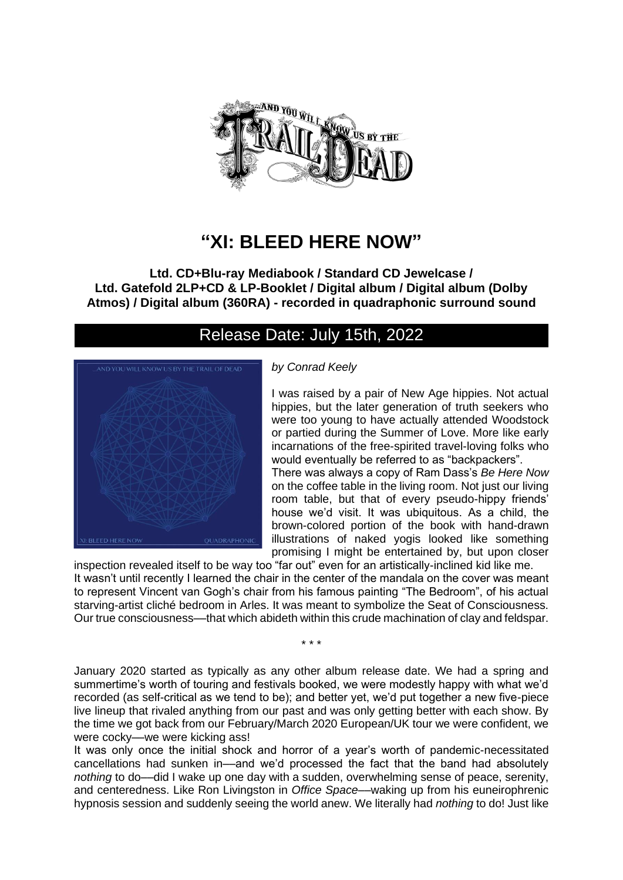# "XI: BLEED HERE NOW"

**Ltd. CD+Blu-ray Mediabook / Standard CD Jewelcase / Ltd. Gatefold 2LP+CD & LP-Booklet / Digital album / Digital album (Dolby Atmos) / Digital album (360RA) - recorded in quadraphonic surround sound**

## Release Date: July 15th, 2022

*by Conrad Keely*

I was raised by a pair of New Age hippies. Not actual hippies, but the later generation of truth seekers who were too young to have actually attended Woodstock or partied during the Summer of Love. More like early incarnations of the free-spirited travel-loving folks who would eventually be referred to as "backpackers".

There was always a copy of Ram Dass's *Be Here Now* on the coffee table in the living room. Not just our living room table, but that of every pseudo-hippy friends' house we'd visit. It was ubiquitous. As a child, the brown-colored portion of the book with hand-drawn illustrations of naked yogis looked like something promising I might be entertained by, but upon closer inspection revealed itself to be way too "far out" even for an artistically-inclined kid like me.

It wasn't until recently I learned the chair in the center of the mandala on the cover was meant to represent Vincent van Gogh's chair from his famous painting "The Bedroom", of his actual starving-artist cliché bedroom in Arles. It was meant to symbolize the Seat of Consciousness. Our true consciousness—that which abideth within this crude machination of clay and feldspar.

\* \* \*

January 2020 started as typically as any other album release date. We had a spring and summertime's worth of touring and festivals booked, we were modestly happy with what we'd recorded (as self-critical as we tend to be); and better yet, we'd put together a new five-piece live lineup that rivaled anything from our past and was only getting better with each show. By the time we got back from our February/March 2020 European/UK tour we were confident, we were cocky—we were kicking ass!

It was only once the initial shock and horror of a year's worth of pandemic-necessitated cancellations had sunken in—and we'd processed the fact that the band had absolutely *nothing* to do—did I wake up one day with a sudden, overwhelming sense of peace, serenity, and centeredness. Like Ron Livingston in *Office Space*—waking up from his euneirophrenic hypnosis session and suddenly seeing the world anew. We literally had *nothing* to do! Just like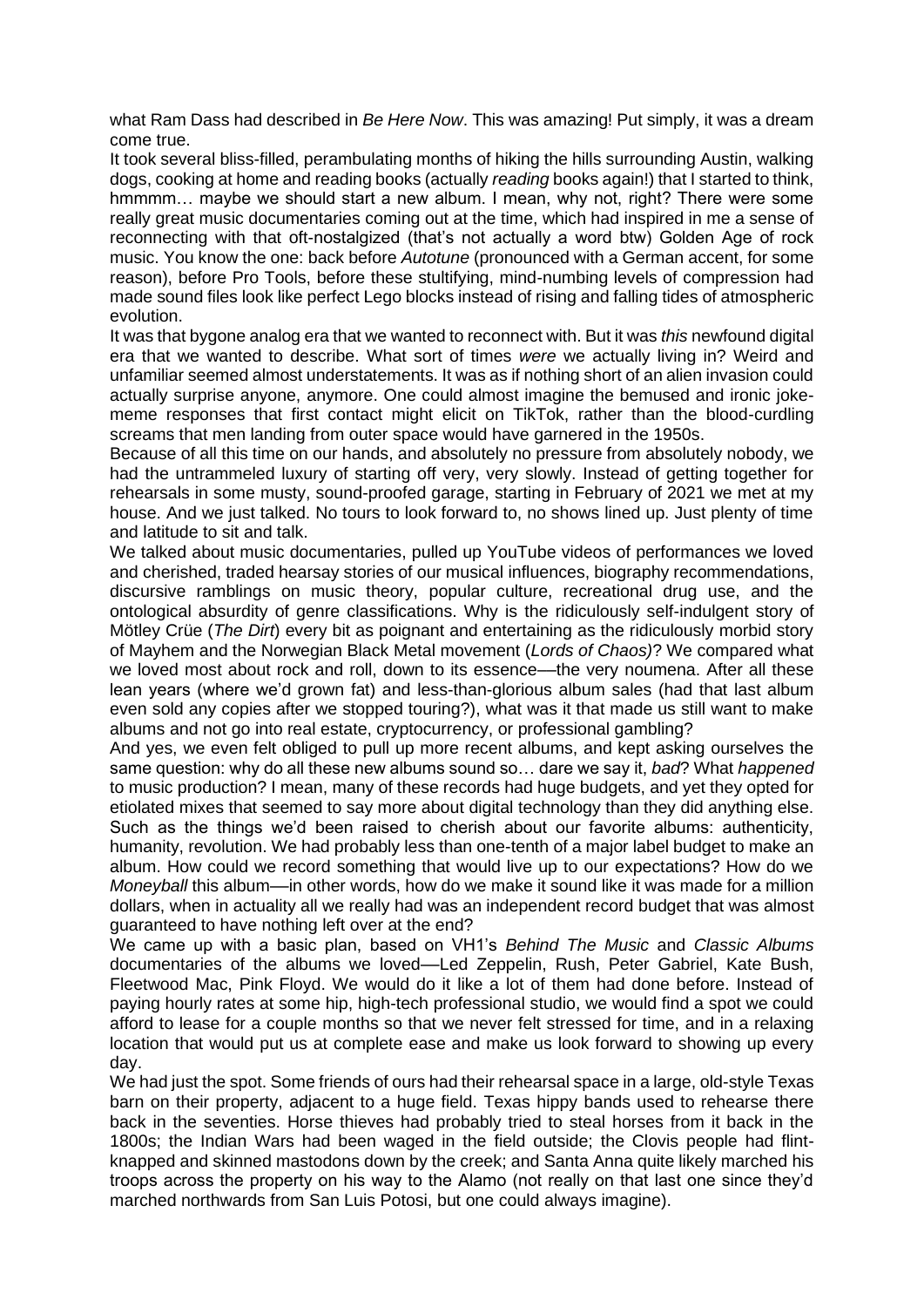what Ram Dass had described in *Be Here Now*. This was amazing! Put simply, it was a dream come true.

It took several bliss-filled, perambulating months of hiking the hills surrounding Austin, walking dogs, cooking at home and reading books (actually *reading* books again!) that I started to think, hmmmm… maybe we should start a new album. I mean, why not, right? There were some really great music documentaries coming out at the time, which had inspired in me a sense of reconnecting with that oft-nostalgized (that's not actually a word btw) Golden Age of rock music. You know the one: back before *Autotune* (pronounced with a German accent, for some reason), before Pro Tools, before these stultifying, mind-numbing levels of compression had made sound files look like perfect Lego blocks instead of rising and falling tides of atmospheric evolution.

It was that bygone analog era that we wanted to reconnect with. But it was *this* newfound digital era that we wanted to describe. What sort of times *were* we actually living in? Weird and unfamiliar seemed almost understatements. It was as if nothing short of an alien invasion could actually surprise anyone, anymore. One could almost imagine the bemused and ironic joke-meme responses that first contact might elicit on TikTok, rather than the blood-curdling screams that men landing from outer space would have garnered in the 1950s.

Because of all this time on our hands, and absolutely no pressure from absolutely nobody, we had the untrammeled luxury of starting off very, very slowly. Instead of getting together for rehearsals in some musty, sound-proofed garage, starting in February of 2021 we met at my house. And we just talked. No tours to look forward to, no shows lined up. Just plenty of time and latitude to sit and talk.

We talked about music documentaries, pulled up YouTube videos of performances we loved and cherished, traded hearsay stories of our musical influences, biography recommendations, discursive ramblings on music theory, popular culture, recreational drug use, and the ontological absurdity of genre classifications. Why is the ridiculously self-indulgent story of Mötley Crüe (*The Dirt*) every bit as poignant and entertaining as the ridiculously morbid story of Mayhem and the Norwegian Black Metal movement (*Lords of Chaos)*? We compared what we loved most about rock and roll, down to its essence—the very noumena. After all these lean years (where we'd grown fat) and less-than-glorious album sales (had that last album even sold any copies after we stopped touring?), what was it that made us still want to make albums and not go into real estate, cryptocurrency, or professional gambling?

And yes, we even felt obliged to pull up more recent albums, and kept asking ourselves the same question: why do all these new albums sound so… dare we say it, *bad*? What *happened* to music production? I mean, many of these records had huge budgets, and yet they opted for etiolated mixes that seemed to say more about digital technology than they did anything else. Such as the things we'd been raised to cherish about our favorite albums: authenticity, humanity, revolution. We had probably less than one-tenth of a major label budget to make an album. How could we record something that would live up to our expectations? How do we *Moneyball* this album—in other words, how do we make it sound like it was made for a million dollars, when in actuality all we really had was an independent record budget that was almost guaranteed to have nothing left over at the end?

We came up with a basic plan, based on VH1's *Behind The Music* and *Classic Albums* documentaries of the albums we loved—Led Zeppelin, Rush, Peter Gabriel, Kate Bush, Fleetwood Mac, Pink Floyd. We would do it like a lot of them had done before. Instead of paying hourly rates at some hip, high-tech professional studio, we would find a spot we could afford to lease for a couple months so that we never felt stressed for time, and in a relaxing location that would put us at complete ease and make us look forward to showing up every day.

We had just the spot. Some friends of ours had their rehearsal space in a large, old-style Texas barn on their property, adjacent to a huge field. Texas hippy bands used to rehearse there back in the seventies. Horse thieves had probably tried to steal horses from it back in the 1800s; the Indian Wars had been waged in the field outside; the Clovis people had flint-knapped and skinned mastodons down by the creek; and Santa Anna quite likely marched his troops across the property on his way to the Alamo (not really on that last one since they'd marched northwards from San Luis Potosi, but one could always imagine).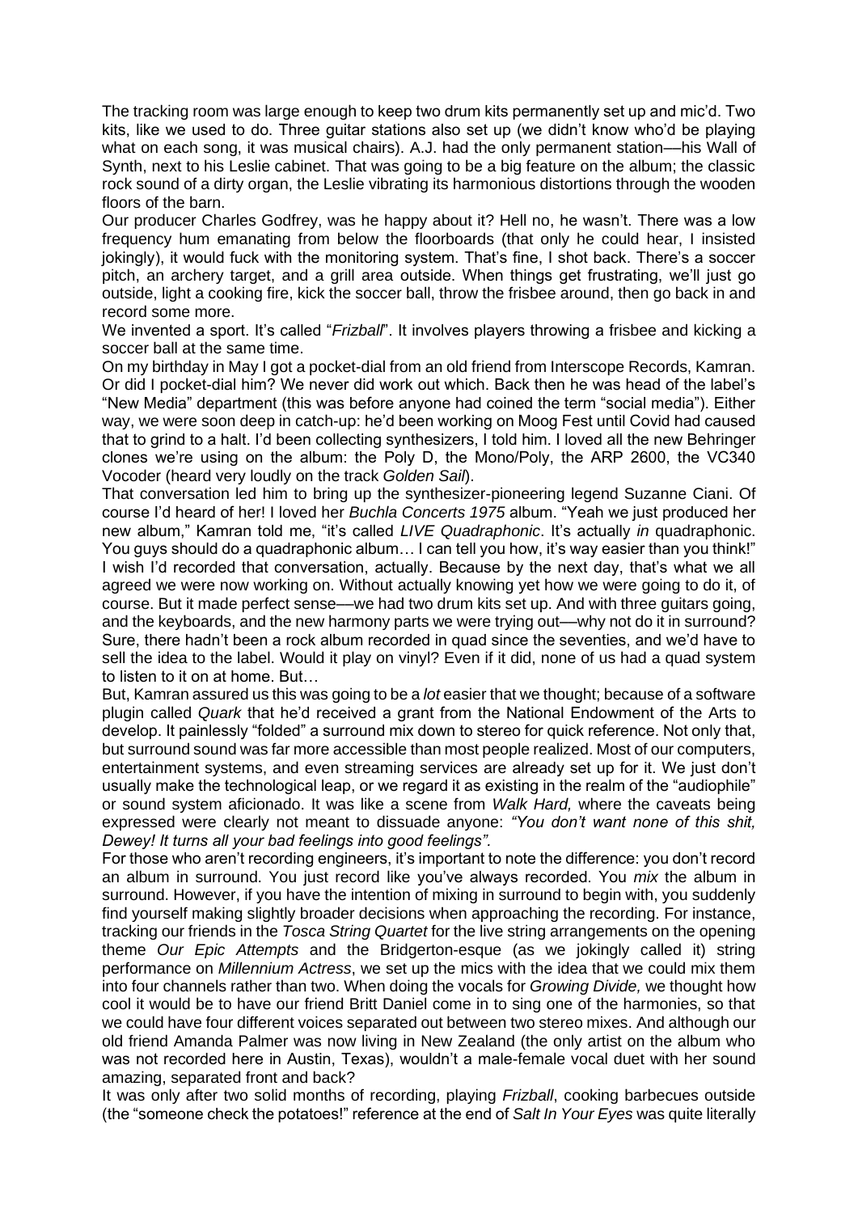The tracking room was large enough to keep two drum kits permanently set up and mic'd. Two kits, like we used to do. Three guitar stations also set up (we didn't know who'd be playing what on each song, it was musical chairs). A.J. had the only permanent station—his Wall of Synth, next to his Leslie cabinet. That was going to be a big feature on the album; the classic rock sound of a dirty organ, the Leslie vibrating its harmonious distortions through the wooden floors of the barn.

Our producer Charles Godfrey, was he happy about it? Hell no, he wasn't. There was a low frequency hum emanating from below the floorboards (that only he could hear, I insisted jokingly), it would fuck with the monitoring system. That's fine, I shot back. There's a soccer pitch, an archery target, and a grill area outside. When things get frustrating, we'll just go outside, light a cooking fire, kick the soccer ball, throw the frisbee around, then go back in and record some more.

We invented a sport. It's called "*Frizball*". It involves players throwing a frisbee and kicking a soccer ball at the same time.

On my birthday in May I got a pocket-dial from an old friend from Interscope Records, Kamran. Or did I pocket-dial him? We never did work out which. Back then he was head of the label's "New Media" department (this was before anyone had coined the term "social media"). Either way, we were soon deep in catch-up: he'd been working on Moog Fest until Covid had caused that to grind to a halt. I'd been collecting synthesizers, I told him. I loved all the new Behringer clones we're using on the album: the Poly D, the Mono/Poly, the ARP 2600, the VC340 Vocoder (heard very loudly on the track *Golden Sail*).

That conversation led him to bring up the synthesizer-pioneering legend Suzanne Ciani. Of course I'd heard of her! I loved her *Buchla Concerts 1975* album. "Yeah we just produced her new album," Kamran told me, "it's called *LIVE Quadraphonic*. It's actually *in* quadraphonic. You guys should do a quadraphonic album… I can tell you how, it's way easier than you think!" I wish I'd recorded that conversation, actually. Because by the next day, that's what we all agreed we were now working on. Without actually knowing yet how we were going to do it, of course. But it made perfect sense—we had two drum kits set up. And with three guitars going, and the keyboards, and the new harmony parts we were trying out—why not do it in surround? Sure, there hadn't been a rock album recorded in quad since the seventies, and we'd have to sell the idea to the label. Would it play on vinyl? Even if it did, none of us had a quad system to listen to it on at home. But…

But, Kamran assured us this was going to be a *lot* easier that we thought; because of a software plugin called *Quark* that he'd received a grant from the National Endowment of the Arts to develop. It painlessly "folded" a surround mix down to stereo for quick reference. Not only that, but surround sound was far more accessible than most people realized. Most of our computers, entertainment systems, and even streaming services are already set up for it. We just don't usually make the technological leap, or we regard it as existing in the realm of the "audiophile" or sound system aficionado. It was like a scene from *Walk Hard,* where the caveats being expressed were clearly not meant to dissuade anyone: *"You don't want none of this shit, Dewey! It turns all your bad feelings into good feelings".*

For those who aren't recording engineers, it's important to note the difference: you don't record an album in surround. You just record like you've always recorded. You *mix* the album in surround. However, if you have the intention of mixing in surround to begin with, you suddenly find yourself making slightly broader decisions when approaching the recording. For instance, tracking our friends in the *Tosca String Quartet* for the live string arrangements on the opening theme *Our Epic Attempts* and the Bridgerton-esque (as we jokingly called it) string performance on *Millennium Actress*, we set up the mics with the idea that we could mix them into four channels rather than two. When doing the vocals for *Growing Divide,* we thought how cool it would be to have our friend Britt Daniel come in to sing one of the harmonies, so that we could have four different voices separated out between two stereo mixes. And although our old friend Amanda Palmer was now living in New Zealand (the only artist on the album who was not recorded here in Austin, Texas), wouldn't a male-female vocal duet with her sound amazing, separated front and back?

It was only after two solid months of recording, playing *Frizball*, cooking barbecues outside (the "someone check the potatoes!" reference at the end of *Salt In Your Eyes* was quite literally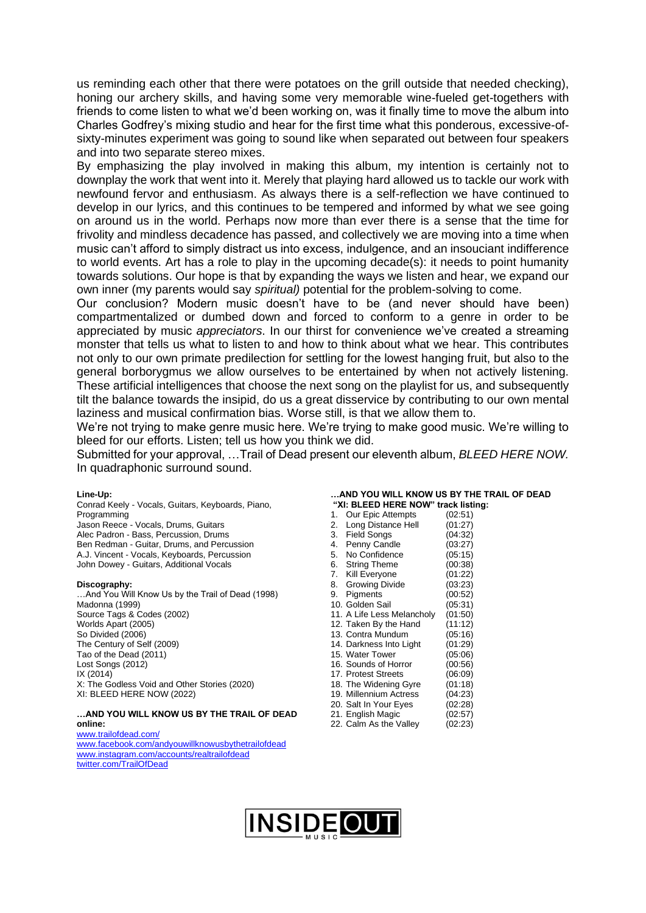us reminding each other that there were potatoes on the grill outside that needed checking), honing our archery skills, and having some very memorable wine-fueled get-togethers with friends to come listen to what we'd been working on, was it finally time to move the album into Charles Godfrey's mixing studio and hear for the first time what this ponderous, excessive-of-sixty-minutes experiment was going to sound like when separated out between four speakers and into two separate stereo mixes.

By emphasizing the play involved in making this album, my intention is certainly not to downplay the work that went into it. Merely that playing hard allowed us to tackle our work with newfound fervor and enthusiasm. As always there is a self-reflection we have continued to develop in our lyrics, and this continues to be tempered and informed by what we see going on around us in the world. Perhaps now more than ever there is a sense that the time for frivolity and mindless decadence has passed, and collectively we are moving into a time when music can't afford to simply distract us into excess, indulgence, and an insouciant indifference to world events. Art has a role to play in the upcoming decade(s): it needs to point humanity towards solutions. Our hope is that by expanding the ways we listen and hear, we expand our own inner (my parents would say *spiritual)* potential for the problem-solving to come.

Our conclusion? Modern music doesn't have to be (and never should have been) compartmentalized or dumbed down and forced to conform to a genre in order to be appreciated by music *appreciators*. In our thirst for convenience we've created a streaming monster that tells us what to listen to and how to think about what we hear. This contributes not only to our own primate predilection for settling for the lowest hanging fruit, but also to the general borborygmus we allow ourselves to be entertained by when not actively listening. These artificial intelligences that choose the next song on the playlist for us, and subsequently tilt the balance towards the insipid, do us a great disservice by contributing to our own mental laziness and musical confirmation bias. Worse still, is that we allow them to.

We're not trying to make genre music here. We're trying to make good music. We're willing to bleed for our efforts. Listen; tell us how you think we did.

Submitted for your approval, …Trail of Dead present our eleventh album, *BLEED HERE NOW.* In quadraphonic surround sound.

**Line-Up:**
Conrad Keely - Vocals, Guitars, Keyboards, Piano, Programming
Jason Reece - Vocals, Drums, Guitars
Alec Padron - Bass, Percussion, Drums
Ben Redman - Guitar, Drums, and Percussion
A.J. Vincent - Vocals, Keyboards, Percussion
John Dowey - Guitars, Additional Vocals

**Discography:**
…And You Will Know Us by the Trail of Dead (1998)
Madonna (1999)
Source Tags & Codes (2002)
Worlds Apart (2005)
So Divided (2006)
The Century of Self (2009)
Tao of the Dead (2011)
Lost Songs (2012)
IX (2014)
X: The Godless Void and Other Stories (2020)
XI: BLEED HERE NOW (2022)

**…AND YOU WILL KNOW US BY THE TRAIL OF DEAD online:**
www.trailofdead.com/
www.facebook.com/andyouwillknowusbythetrailofdead
www.instagram.com/accounts/realtrailofdead
twitter.com/TrailOfDead

**…AND YOU WILL KNOW US BY THE TRAIL OF DEAD "XI: BLEED HERE NOW" track listing:**

1. Our Epic Attempts (02:51)
2. Long Distance Hell (01:27)
3. Field Songs (04:32)
4. Penny Candle (03:27)
5. No Confidence (05:15)
6. String Theme (00:38)
7. Kill Everyone (01:22)
8. Growing Divide (03:23)
9. Pigments (00:52)
10. Golden Sail (05:31)
11. A Life Less Melancholy (01:50)
12. Taken By the Hand (11:12)
13. Contra Mundum (05:16)
14. Darkness Into Light (01:29)
15. Water Tower (05:06)
16. Sounds of Horror (00:56)
17. Protest Streets (06:09)
18. The Widening Gyre (01:18)
19. Millennium Actress (04:23)
20. Salt In Your Eyes (02:28)
21. English Magic (02:57)
22. Calm As the Valley (02:23)

INSIDE OUT MUSIC